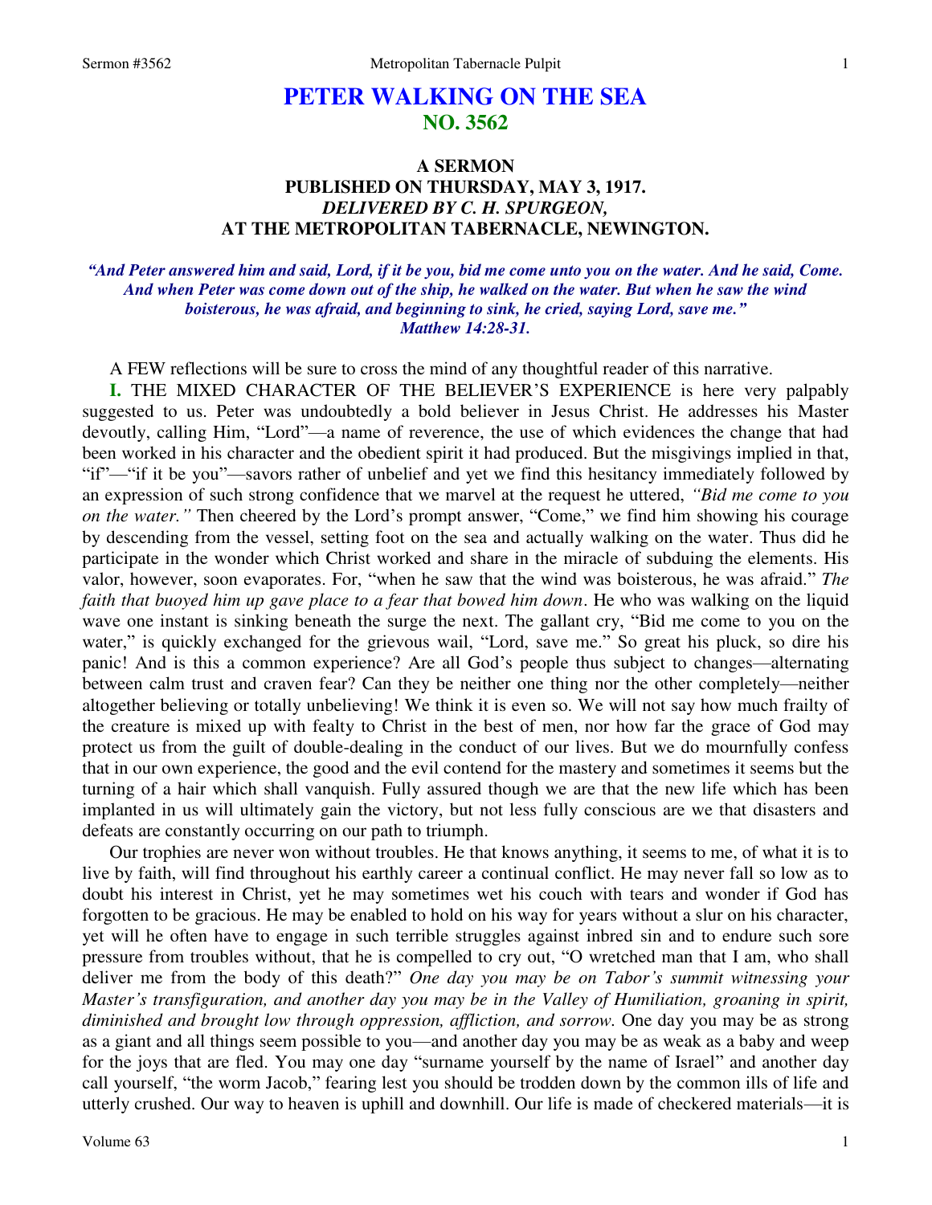# PETER WALKING ON THE SEA
## NO. 3562

### A SERMON
### PUBLISHED ON THURSDAY, MAY 3, 1917.
### *DELIVERED BY C. H. SPURGEON,*
### AT THE METROPOLITAN TABERNACLE, NEWINGTON.

***"And Peter answered him and said, Lord, if it be you, bid me come unto you on the water. And he said, Come. And when Peter was come down out of the ship, he walked on the water. But when he saw the wind boisterous, he was afraid, and beginning to sink, he cried, saying Lord, save me." Matthew 14:28-31.***

A FEW reflections will be sure to cross the mind of any thoughtful reader of this narrative.

**I.** THE MIXED CHARACTER OF THE BELIEVER'S EXPERIENCE is here very palpably suggested to us. Peter was undoubtedly a bold believer in Jesus Christ. He addresses his Master devoutly, calling Him, "Lord"—a name of reverence, the use of which evidences the change that had been worked in his character and the obedient spirit it had produced. But the misgivings implied in that, "if"—"if it be you"—savors rather of unbelief and yet we find this hesitancy immediately followed by an expression of such strong confidence that we marvel at the request he uttered, *"Bid me come to you on the water."* Then cheered by the Lord's prompt answer, "Come," we find him showing his courage by descending from the vessel, setting foot on the sea and actually walking on the water. Thus did he participate in the wonder which Christ worked and share in the miracle of subduing the elements. His valor, however, soon evaporates. For, "when he saw that the wind was boisterous, he was afraid." *The faith that buoyed him up gave place to a fear that bowed him down*. He who was walking on the liquid wave one instant is sinking beneath the surge the next. The gallant cry, "Bid me come to you on the water," is quickly exchanged for the grievous wail, "Lord, save me." So great his pluck, so dire his panic! And is this a common experience? Are all God's people thus subject to changes—alternating between calm trust and craven fear? Can they be neither one thing nor the other completely—neither altogether believing or totally unbelieving! We think it is even so. We will not say how much frailty of the creature is mixed up with fealty to Christ in the best of men, nor how far the grace of God may protect us from the guilt of double-dealing in the conduct of our lives. But we do mournfully confess that in our own experience, the good and the evil contend for the mastery and sometimes it seems but the turning of a hair which shall vanquish. Fully assured though we are that the new life which has been implanted in us will ultimately gain the victory, but not less fully conscious are we that disasters and defeats are constantly occurring on our path to triumph.

Our trophies are never won without troubles. He that knows anything, it seems to me, of what it is to live by faith, will find throughout his earthly career a continual conflict. He may never fall so low as to doubt his interest in Christ, yet he may sometimes wet his couch with tears and wonder if God has forgotten to be gracious. He may be enabled to hold on his way for years without a slur on his character, yet will he often have to engage in such terrible struggles against inbred sin and to endure such sore pressure from troubles without, that he is compelled to cry out, "O wretched man that I am, who shall deliver me from the body of this death?" *One day you may be on Tabor's summit witnessing your Master's transfiguration, and another day you may be in the Valley of Humiliation, groaning in spirit, diminished and brought low through oppression, affliction, and sorrow.* One day you may be as strong as a giant and all things seem possible to you—and another day you may be as weak as a baby and weep for the joys that are fled. You may one day "surname yourself by the name of Israel" and another day call yourself, "the worm Jacob," fearing lest you should be trodden down by the common ills of life and utterly crushed. Our way to heaven is uphill and downhill. Our life is made of checkered materials—it is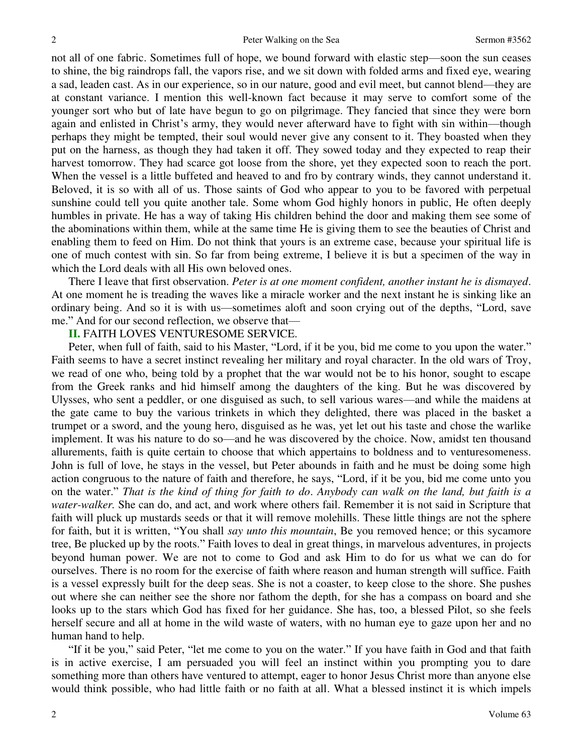not all of one fabric. Sometimes full of hope, we bound forward with elastic step—soon the sun ceases to shine, the big raindrops fall, the vapors rise, and we sit down with folded arms and fixed eye, wearing a sad, leaden cast. As in our experience, so in our nature, good and evil meet, but cannot blend—they are at constant variance. I mention this well-known fact because it may serve to comfort some of the younger sort who but of late have begun to go on pilgrimage. They fancied that since they were born again and enlisted in Christ's army, they would never afterward have to fight with sin within—though perhaps they might be tempted, their soul would never give any consent to it. They boasted when they put on the harness, as though they had taken it off. They sowed today and they expected to reap their harvest tomorrow. They had scarce got loose from the shore, yet they expected soon to reach the port. When the vessel is a little buffeted and heaved to and fro by contrary winds, they cannot understand it. Beloved, it is so with all of us. Those saints of God who appear to you to be favored with perpetual sunshine could tell you quite another tale. Some whom God highly honors in public, He often deeply humbles in private. He has a way of taking His children behind the door and making them see some of the abominations within them, while at the same time He is giving them to see the beauties of Christ and enabling them to feed on Him. Do not think that yours is an extreme case, because your spiritual life is one of much contest with sin. So far from being extreme, I believe it is but a specimen of the way in which the Lord deals with all His own beloved ones.

There I leave that first observation. *Peter is at one moment confident, another instant he is dismayed*. At one moment he is treading the waves like a miracle worker and the next instant he is sinking like an ordinary being. And so it is with us—sometimes aloft and soon crying out of the depths, "Lord, save me." And for our second reflection, we observe that—

**II.** FAITH LOVES VENTURESOME SERVICE.

Peter, when full of faith, said to his Master, "Lord, if it be you, bid me come to you upon the water." Faith seems to have a secret instinct revealing her military and royal character. In the old wars of Troy, we read of one who, being told by a prophet that the war would not be to his honor, sought to escape from the Greek ranks and hid himself among the daughters of the king. But he was discovered by Ulysses, who sent a peddler, or one disguised as such, to sell various wares—and while the maidens at the gate came to buy the various trinkets in which they delighted, there was placed in the basket a trumpet or a sword, and the young hero, disguised as he was, yet let out his taste and chose the warlike implement. It was his nature to do so—and he was discovered by the choice. Now, amidst ten thousand allurements, faith is quite certain to choose that which appertains to boldness and to venturesomeness. John is full of love, he stays in the vessel, but Peter abounds in faith and he must be doing some high action congruous to the nature of faith and therefore, he says, "Lord, if it be you, bid me come unto you on the water." *That is the kind of thing for faith to do*. *Anybody can walk on the land, but faith is a water-walker.* She can do, and act, and work where others fail. Remember it is not said in Scripture that faith will pluck up mustards seeds or that it will remove molehills. These little things are not the sphere for faith, but it is written, "You shall *say unto this mountain*, Be you removed hence; or this sycamore tree, Be plucked up by the roots." Faith loves to deal in great things, in marvelous adventures, in projects beyond human power. We are not to come to God and ask Him to do for us what we can do for ourselves. There is no room for the exercise of faith where reason and human strength will suffice. Faith is a vessel expressly built for the deep seas. She is not a coaster, to keep close to the shore. She pushes out where she can neither see the shore nor fathom the depth, for she has a compass on board and she looks up to the stars which God has fixed for her guidance. She has, too, a blessed Pilot, so she feels herself secure and all at home in the wild waste of waters, with no human eye to gaze upon her and no human hand to help.

"If it be you," said Peter, "let me come to you on the water." If you have faith in God and that faith is in active exercise, I am persuaded you will feel an instinct within you prompting you to dare something more than others have ventured to attempt, eager to honor Jesus Christ more than anyone else would think possible, who had little faith or no faith at all. What a blessed instinct it is which impels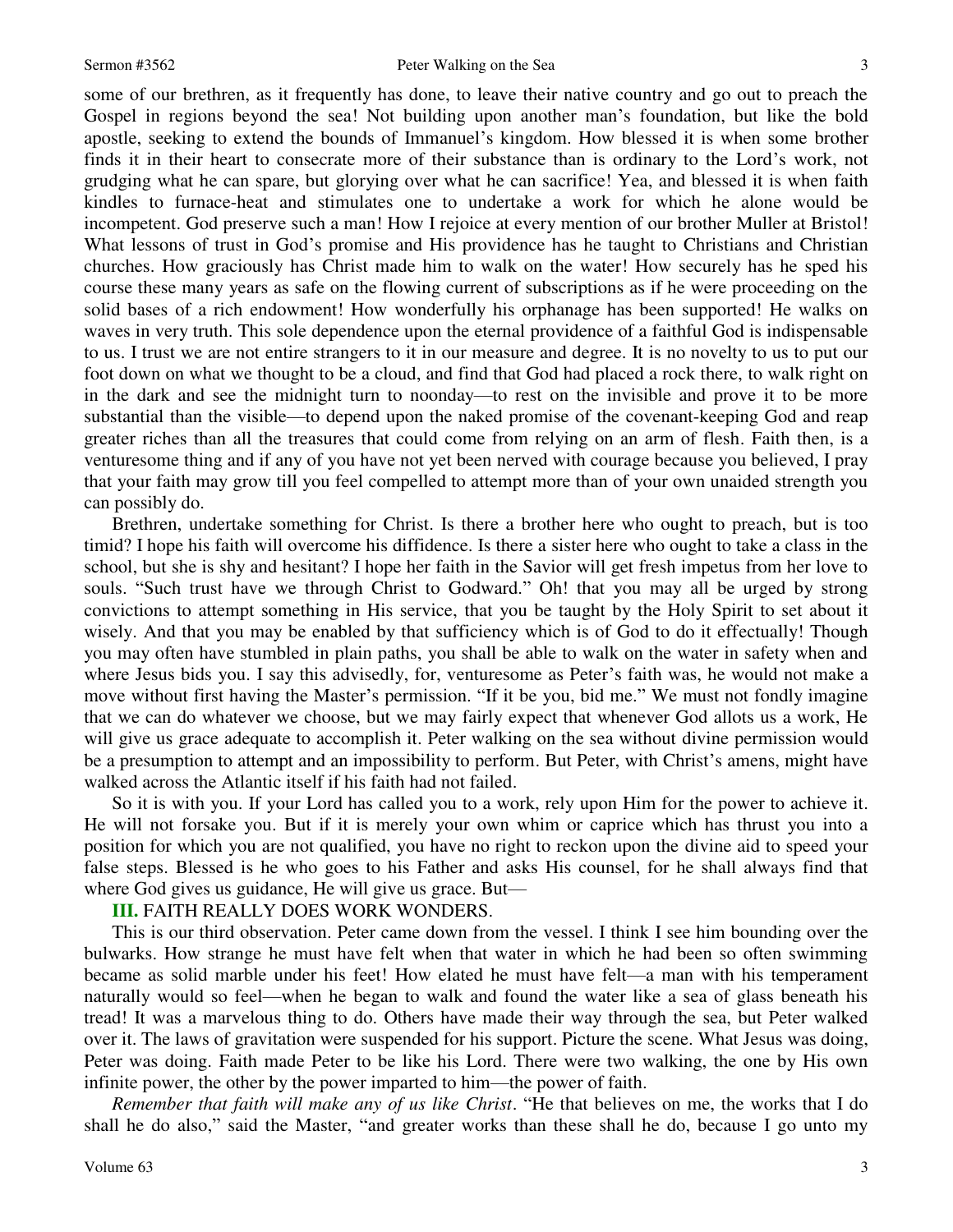some of our brethren, as it frequently has done, to leave their native country and go out to preach the Gospel in regions beyond the sea! Not building upon another man's foundation, but like the bold apostle, seeking to extend the bounds of Immanuel's kingdom. How blessed it is when some brother finds it in their heart to consecrate more of their substance than is ordinary to the Lord's work, not grudging what he can spare, but glorying over what he can sacrifice! Yea, and blessed it is when faith kindles to furnace-heat and stimulates one to undertake a work for which he alone would be incompetent. God preserve such a man! How I rejoice at every mention of our brother Muller at Bristol! What lessons of trust in God's promise and His providence has he taught to Christians and Christian churches. How graciously has Christ made him to walk on the water! How securely has he sped his course these many years as safe on the flowing current of subscriptions as if he were proceeding on the solid bases of a rich endowment! How wonderfully his orphanage has been supported! He walks on waves in very truth. This sole dependence upon the eternal providence of a faithful God is indispensable to us. I trust we are not entire strangers to it in our measure and degree. It is no novelty to us to put our foot down on what we thought to be a cloud, and find that God had placed a rock there, to walk right on in the dark and see the midnight turn to noonday—to rest on the invisible and prove it to be more substantial than the visible—to depend upon the naked promise of the covenant-keeping God and reap greater riches than all the treasures that could come from relying on an arm of flesh. Faith then, is a venturesome thing and if any of you have not yet been nerved with courage because you believed, I pray that your faith may grow till you feel compelled to attempt more than of your own unaided strength you can possibly do.

Brethren, undertake something for Christ. Is there a brother here who ought to preach, but is too timid? I hope his faith will overcome his diffidence. Is there a sister here who ought to take a class in the school, but she is shy and hesitant? I hope her faith in the Savior will get fresh impetus from her love to souls. "Such trust have we through Christ to Godward." Oh! that you may all be urged by strong convictions to attempt something in His service, that you be taught by the Holy Spirit to set about it wisely. And that you may be enabled by that sufficiency which is of God to do it effectually! Though you may often have stumbled in plain paths, you shall be able to walk on the water in safety when and where Jesus bids you. I say this advisedly, for, venturesome as Peter's faith was, he would not make a move without first having the Master's permission. "If it be you, bid me." We must not fondly imagine that we can do whatever we choose, but we may fairly expect that whenever God allots us a work, He will give us grace adequate to accomplish it. Peter walking on the sea without divine permission would be a presumption to attempt and an impossibility to perform. But Peter, with Christ's amens, might have walked across the Atlantic itself if his faith had not failed.

So it is with you. If your Lord has called you to a work, rely upon Him for the power to achieve it. He will not forsake you. But if it is merely your own whim or caprice which has thrust you into a position for which you are not qualified, you have no right to reckon upon the divine aid to speed your false steps. Blessed is he who goes to his Father and asks His counsel, for he shall always find that where God gives us guidance, He will give us grace. But—

**III.** FAITH REALLY DOES WORK WONDERS.

This is our third observation. Peter came down from the vessel. I think I see him bounding over the bulwarks. How strange he must have felt when that water in which he had been so often swimming became as solid marble under his feet! How elated he must have felt—a man with his temperament naturally would so feel—when he began to walk and found the water like a sea of glass beneath his tread! It was a marvelous thing to do. Others have made their way through the sea, but Peter walked over it. The laws of gravitation were suspended for his support. Picture the scene. What Jesus was doing, Peter was doing. Faith made Peter to be like his Lord. There were two walking, the one by His own infinite power, the other by the power imparted to him—the power of faith.

*Remember that faith will make any of us like Christ*. "He that believes on me, the works that I do shall he do also," said the Master, "and greater works than these shall he do, because I go unto my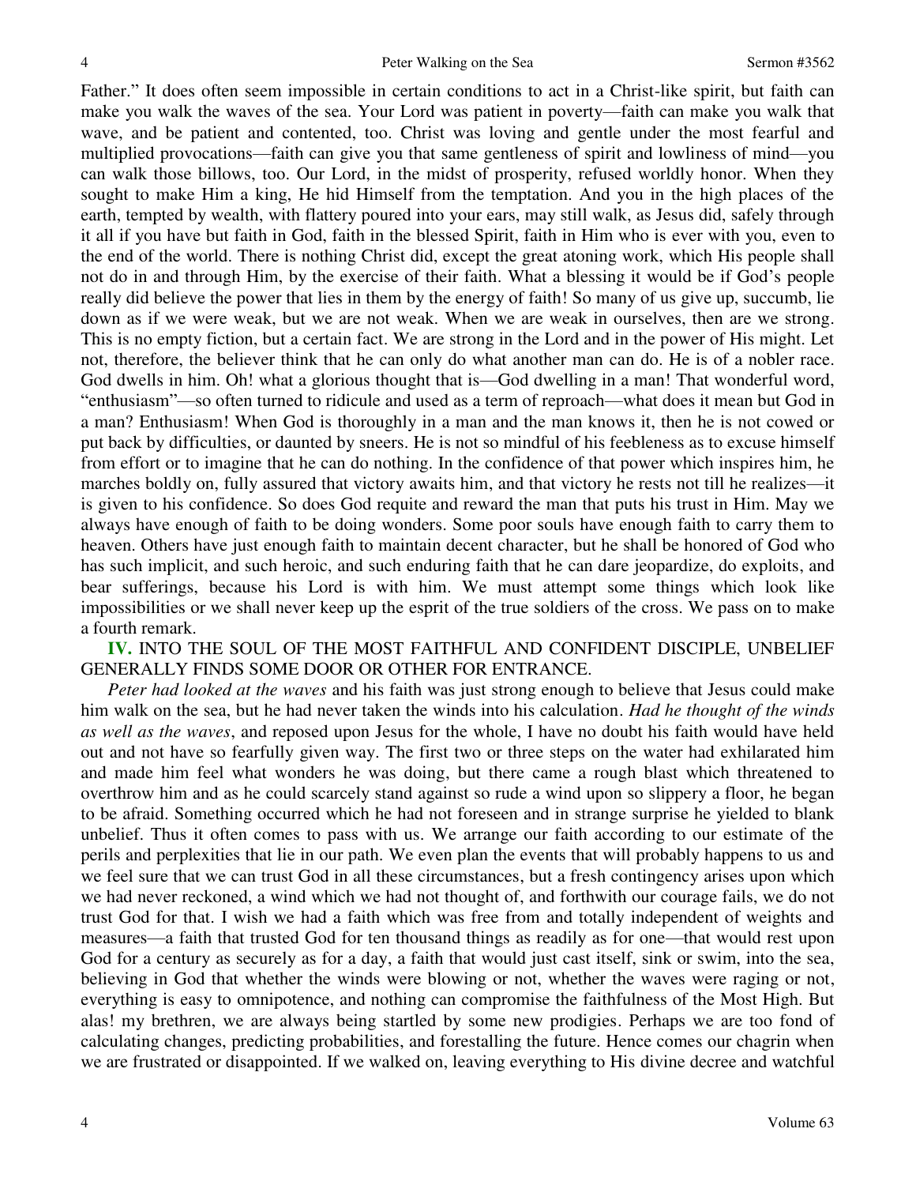Father." It does often seem impossible in certain conditions to act in a Christ-like spirit, but faith can make you walk the waves of the sea. Your Lord was patient in poverty—faith can make you walk that wave, and be patient and contented, too. Christ was loving and gentle under the most fearful and multiplied provocations—faith can give you that same gentleness of spirit and lowliness of mind—you can walk those billows, too. Our Lord, in the midst of prosperity, refused worldly honor. When they sought to make Him a king, He hid Himself from the temptation. And you in the high places of the earth, tempted by wealth, with flattery poured into your ears, may still walk, as Jesus did, safely through it all if you have but faith in God, faith in the blessed Spirit, faith in Him who is ever with you, even to the end of the world. There is nothing Christ did, except the great atoning work, which His people shall not do in and through Him, by the exercise of their faith. What a blessing it would be if God's people really did believe the power that lies in them by the energy of faith! So many of us give up, succumb, lie down as if we were weak, but we are not weak. When we are weak in ourselves, then are we strong. This is no empty fiction, but a certain fact. We are strong in the Lord and in the power of His might. Let not, therefore, the believer think that he can only do what another man can do. He is of a nobler race. God dwells in him. Oh! what a glorious thought that is—God dwelling in a man! That wonderful word, "enthusiasm"—so often turned to ridicule and used as a term of reproach—what does it mean but God in a man? Enthusiasm! When God is thoroughly in a man and the man knows it, then he is not cowed or put back by difficulties, or daunted by sneers. He is not so mindful of his feebleness as to excuse himself from effort or to imagine that he can do nothing. In the confidence of that power which inspires him, he marches boldly on, fully assured that victory awaits him, and that victory he rests not till he realizes—it is given to his confidence. So does God requite and reward the man that puts his trust in Him. May we always have enough of faith to be doing wonders. Some poor souls have enough faith to carry them to heaven. Others have just enough faith to maintain decent character, but he shall be honored of God who has such implicit, and such heroic, and such enduring faith that he can dare jeopardize, do exploits, and bear sufferings, because his Lord is with him. We must attempt some things which look like impossibilities or we shall never keep up the esprit of the true soldiers of the cross. We pass on to make a fourth remark.

**IV.** INTO THE SOUL OF THE MOST FAITHFUL AND CONFIDENT DISCIPLE, UNBELIEF GENERALLY FINDS SOME DOOR OR OTHER FOR ENTRANCE.

*Peter had looked at the waves* and his faith was just strong enough to believe that Jesus could make him walk on the sea, but he had never taken the winds into his calculation. *Had he thought of the winds as well as the waves*, and reposed upon Jesus for the whole, I have no doubt his faith would have held out and not have so fearfully given way. The first two or three steps on the water had exhilarated him and made him feel what wonders he was doing, but there came a rough blast which threatened to overthrow him and as he could scarcely stand against so rude a wind upon so slippery a floor, he began to be afraid. Something occurred which he had not foreseen and in strange surprise he yielded to blank unbelief. Thus it often comes to pass with us. We arrange our faith according to our estimate of the perils and perplexities that lie in our path. We even plan the events that will probably happens to us and we feel sure that we can trust God in all these circumstances, but a fresh contingency arises upon which we had never reckoned, a wind which we had not thought of, and forthwith our courage fails, we do not trust God for that. I wish we had a faith which was free from and totally independent of weights and measures—a faith that trusted God for ten thousand things as readily as for one—that would rest upon God for a century as securely as for a day, a faith that would just cast itself, sink or swim, into the sea, believing in God that whether the winds were blowing or not, whether the waves were raging or not, everything is easy to omnipotence, and nothing can compromise the faithfulness of the Most High. But alas! my brethren, we are always being startled by some new prodigies. Perhaps we are too fond of calculating changes, predicting probabilities, and forestalling the future. Hence comes our chagrin when we are frustrated or disappointed. If we walked on, leaving everything to His divine decree and watchful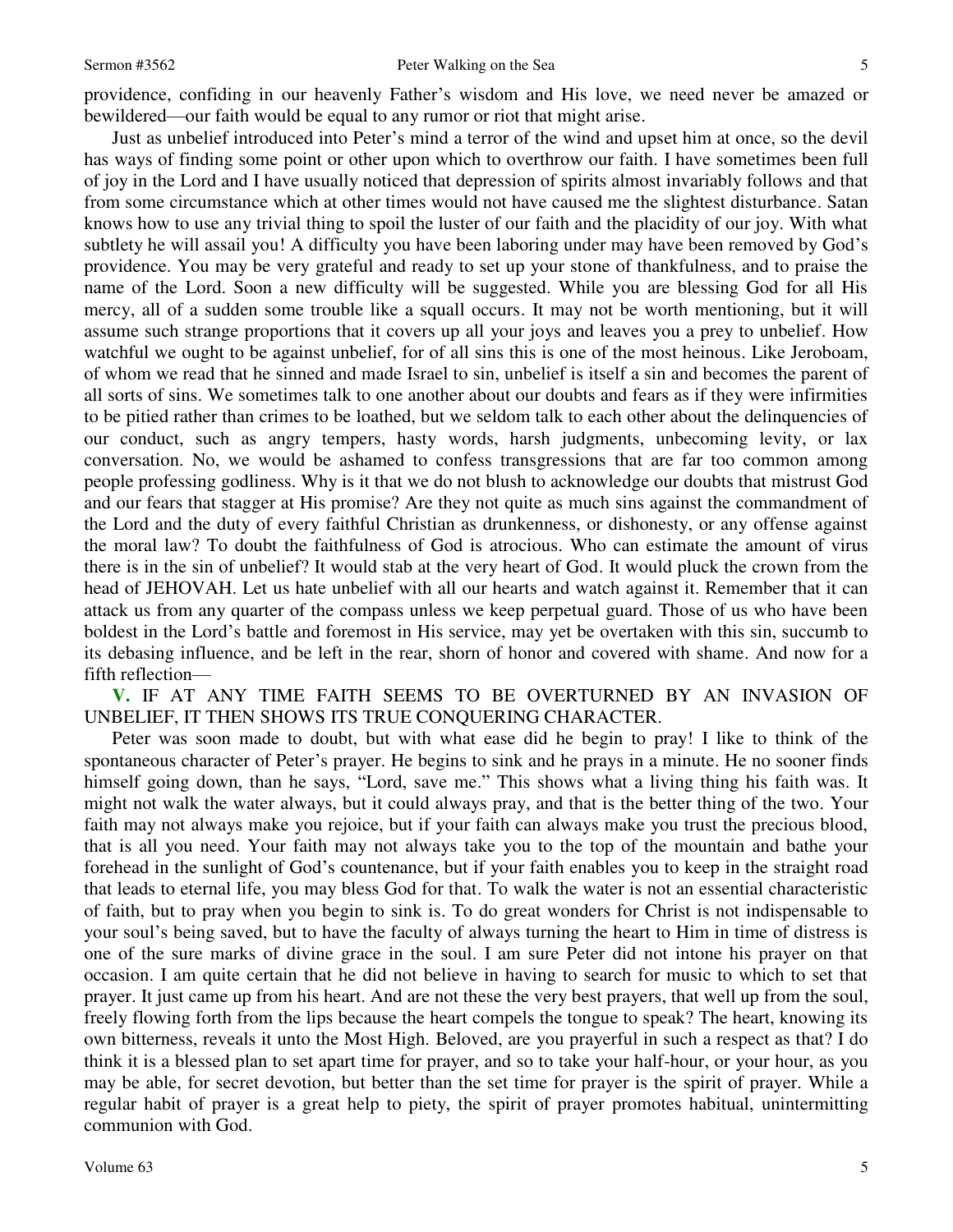providence, confiding in our heavenly Father's wisdom and His love, we need never be amazed or bewildered—our faith would be equal to any rumor or riot that might arise.

Just as unbelief introduced into Peter's mind a terror of the wind and upset him at once, so the devil has ways of finding some point or other upon which to overthrow our faith. I have sometimes been full of joy in the Lord and I have usually noticed that depression of spirits almost invariably follows and that from some circumstance which at other times would not have caused me the slightest disturbance. Satan knows how to use any trivial thing to spoil the luster of our faith and the placidity of our joy. With what subtlety he will assail you! A difficulty you have been laboring under may have been removed by God's providence. You may be very grateful and ready to set up your stone of thankfulness, and to praise the name of the Lord. Soon a new difficulty will be suggested. While you are blessing God for all His mercy, all of a sudden some trouble like a squall occurs. It may not be worth mentioning, but it will assume such strange proportions that it covers up all your joys and leaves you a prey to unbelief. How watchful we ought to be against unbelief, for of all sins this is one of the most heinous. Like Jeroboam, of whom we read that he sinned and made Israel to sin, unbelief is itself a sin and becomes the parent of all sorts of sins. We sometimes talk to one another about our doubts and fears as if they were infirmities to be pitied rather than crimes to be loathed, but we seldom talk to each other about the delinquencies of our conduct, such as angry tempers, hasty words, harsh judgments, unbecoming levity, or lax conversation. No, we would be ashamed to confess transgressions that are far too common among people professing godliness. Why is it that we do not blush to acknowledge our doubts that mistrust God and our fears that stagger at His promise? Are they not quite as much sins against the commandment of the Lord and the duty of every faithful Christian as drunkenness, or dishonesty, or any offense against the moral law? To doubt the faithfulness of God is atrocious. Who can estimate the amount of virus there is in the sin of unbelief? It would stab at the very heart of God. It would pluck the crown from the head of JEHOVAH. Let us hate unbelief with all our hearts and watch against it. Remember that it can attack us from any quarter of the compass unless we keep perpetual guard. Those of us who have been boldest in the Lord's battle and foremost in His service, may yet be overtaken with this sin, succumb to its debasing influence, and be left in the rear, shorn of honor and covered with shame. And now for a fifth reflection—

**V.** IF AT ANY TIME FAITH SEEMS TO BE OVERTURNED BY AN INVASION OF UNBELIEF, IT THEN SHOWS ITS TRUE CONQUERING CHARACTER.

Peter was soon made to doubt, but with what ease did he begin to pray! I like to think of the spontaneous character of Peter's prayer. He begins to sink and he prays in a minute. He no sooner finds himself going down, than he says, "Lord, save me." This shows what a living thing his faith was. It might not walk the water always, but it could always pray, and that is the better thing of the two. Your faith may not always make you rejoice, but if your faith can always make you trust the precious blood, that is all you need. Your faith may not always take you to the top of the mountain and bathe your forehead in the sunlight of God's countenance, but if your faith enables you to keep in the straight road that leads to eternal life, you may bless God for that. To walk the water is not an essential characteristic of faith, but to pray when you begin to sink is. To do great wonders for Christ is not indispensable to your soul's being saved, but to have the faculty of always turning the heart to Him in time of distress is one of the sure marks of divine grace in the soul. I am sure Peter did not intone his prayer on that occasion. I am quite certain that he did not believe in having to search for music to which to set that prayer. It just came up from his heart. And are not these the very best prayers, that well up from the soul, freely flowing forth from the lips because the heart compels the tongue to speak? The heart, knowing its own bitterness, reveals it unto the Most High. Beloved, are you prayerful in such a respect as that? I do think it is a blessed plan to set apart time for prayer, and so to take your half-hour, or your hour, as you may be able, for secret devotion, but better than the set time for prayer is the spirit of prayer. While a regular habit of prayer is a great help to piety, the spirit of prayer promotes habitual, unintermitting communion with God.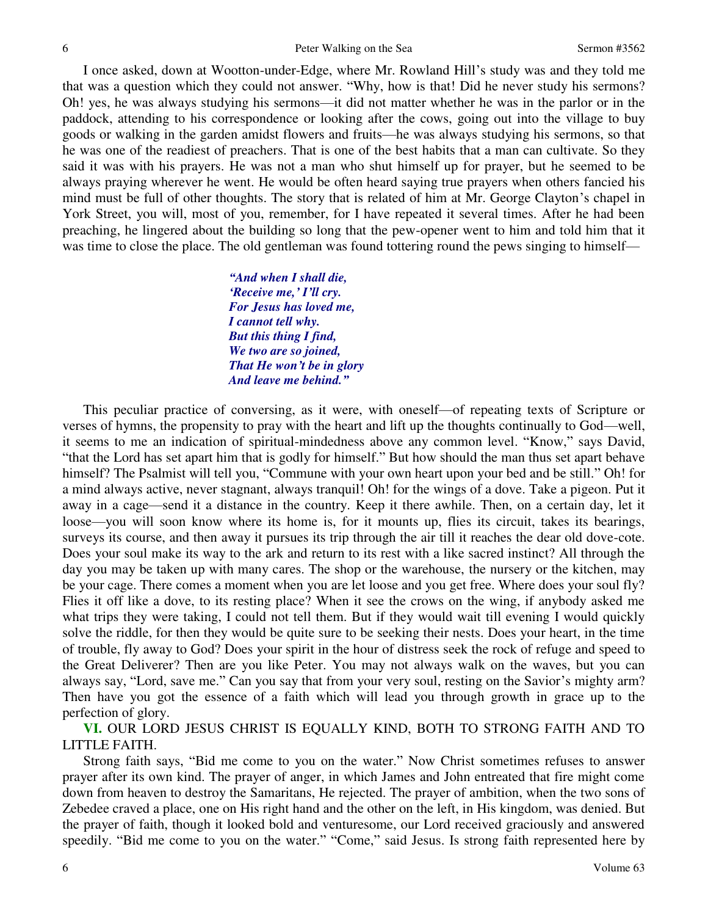I once asked, down at Wootton-under-Edge, where Mr. Rowland Hill's study was and they told me that was a question which they could not answer. "Why, how is that! Did he never study his sermons? Oh! yes, he was always studying his sermons—it did not matter whether he was in the parlor or in the paddock, attending to his correspondence or looking after the cows, going out into the village to buy goods or walking in the garden amidst flowers and fruits—he was always studying his sermons, so that he was one of the readiest of preachers. That is one of the best habits that a man can cultivate. So they said it was with his prayers. He was not a man who shut himself up for prayer, but he seemed to be always praying wherever he went. He would be often heard saying true prayers when others fancied his mind must be full of other thoughts. The story that is related of him at Mr. George Clayton's chapel in York Street, you will, most of you, remember, for I have repeated it several times. After he had been preaching, he lingered about the building so long that the pew-opener went to him and told him that it was time to close the place. The old gentleman was found tottering round the pews singing to himself—

> ***"And when I shall die,***
> ***'Receive me,' I'll cry.***
> ***For Jesus has loved me,***
> ***I cannot tell why.***
> ***But this thing I find,***
> ***We two are so joined,***
> ***That He won't be in glory***
> ***And leave me behind."***

This peculiar practice of conversing, as it were, with oneself—of repeating texts of Scripture or verses of hymns, the propensity to pray with the heart and lift up the thoughts continually to God—well, it seems to me an indication of spiritual-mindedness above any common level. "Know," says David, "that the Lord has set apart him that is godly for himself." But how should the man thus set apart behave himself? The Psalmist will tell you, "Commune with your own heart upon your bed and be still." Oh! for a mind always active, never stagnant, always tranquil! Oh! for the wings of a dove. Take a pigeon. Put it away in a cage—send it a distance in the country. Keep it there awhile. Then, on a certain day, let it loose—you will soon know where its home is, for it mounts up, flies its circuit, takes its bearings, surveys its course, and then away it pursues its trip through the air till it reaches the dear old dove-cote. Does your soul make its way to the ark and return to its rest with a like sacred instinct? All through the day you may be taken up with many cares. The shop or the warehouse, the nursery or the kitchen, may be your cage. There comes a moment when you are let loose and you get free. Where does your soul fly? Flies it off like a dove, to its resting place? When it see the crows on the wing, if anybody asked me what trips they were taking, I could not tell them. But if they would wait till evening I would quickly solve the riddle, for then they would be quite sure to be seeking their nests. Does your heart, in the time of trouble, fly away to God? Does your spirit in the hour of distress seek the rock of refuge and speed to the Great Deliverer? Then are you like Peter. You may not always walk on the waves, but you can always say, "Lord, save me." Can you say that from your very soul, resting on the Savior's mighty arm? Then have you got the essence of a faith which will lead you through growth in grace up to the perfection of glory.

**VI.** OUR LORD JESUS CHRIST IS EQUALLY KIND, BOTH TO STRONG FAITH AND TO LITTLE FAITH.

Strong faith says, "Bid me come to you on the water." Now Christ sometimes refuses to answer prayer after its own kind. The prayer of anger, in which James and John entreated that fire might come down from heaven to destroy the Samaritans, He rejected. The prayer of ambition, when the two sons of Zebedee craved a place, one on His right hand and the other on the left, in His kingdom, was denied. But the prayer of faith, though it looked bold and venturesome, our Lord received graciously and answered speedily. "Bid me come to you on the water." "Come," said Jesus. Is strong faith represented here by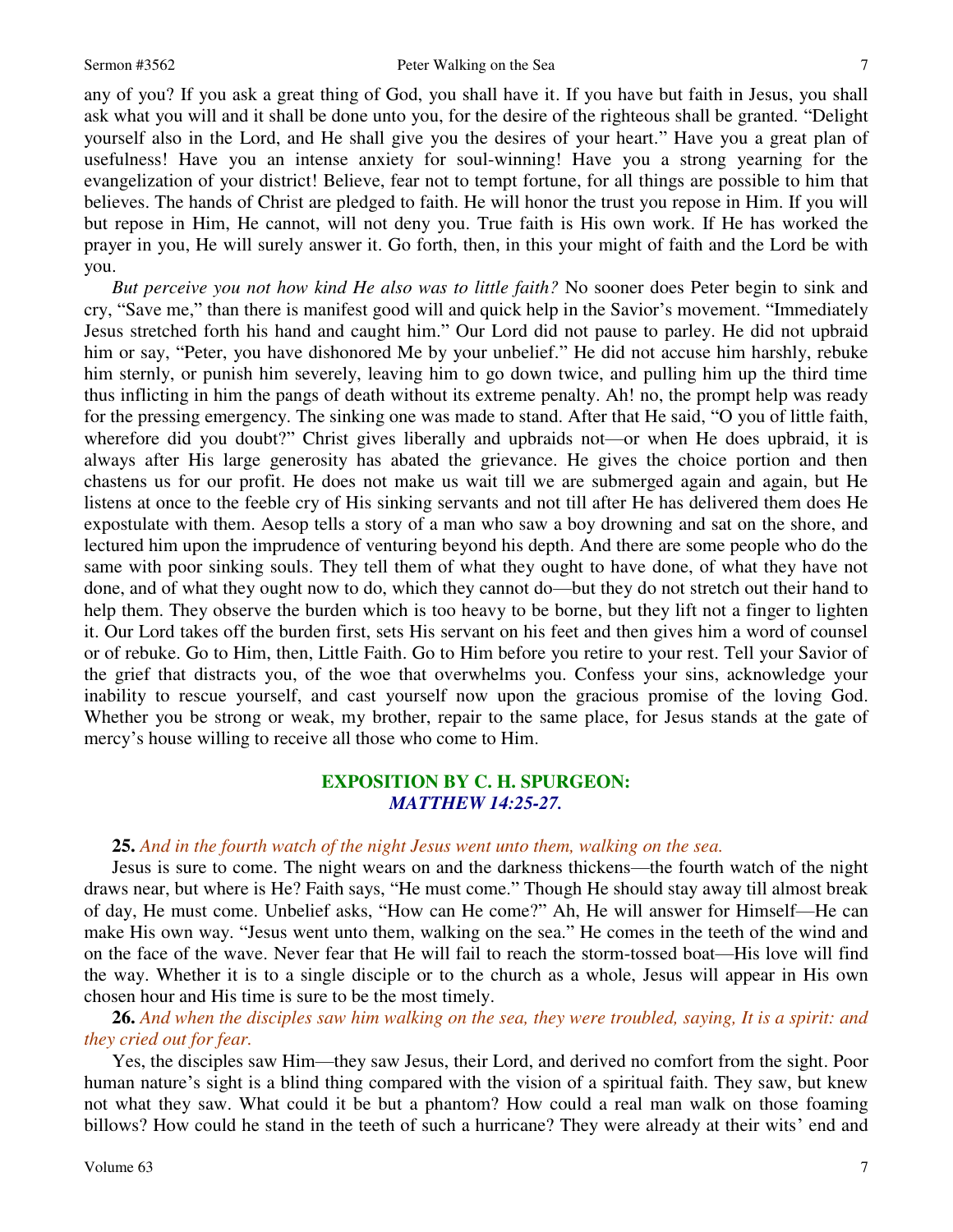any of you? If you ask a great thing of God, you shall have it. If you have but faith in Jesus, you shall ask what you will and it shall be done unto you, for the desire of the righteous shall be granted. "Delight yourself also in the Lord, and He shall give you the desires of your heart." Have you a great plan of usefulness! Have you an intense anxiety for soul-winning! Have you a strong yearning for the evangelization of your district! Believe, fear not to tempt fortune, for all things are possible to him that believes. The hands of Christ are pledged to faith. He will honor the trust you repose in Him. If you will but repose in Him, He cannot, will not deny you. True faith is His own work. If He has worked the prayer in you, He will surely answer it. Go forth, then, in this your might of faith and the Lord be with you.

*But perceive you not how kind He also was to little faith?* No sooner does Peter begin to sink and cry, "Save me," than there is manifest good will and quick help in the Savior's movement. "Immediately Jesus stretched forth his hand and caught him." Our Lord did not pause to parley. He did not upbraid him or say, "Peter, you have dishonored Me by your unbelief." He did not accuse him harshly, rebuke him sternly, or punish him severely, leaving him to go down twice, and pulling him up the third time thus inflicting in him the pangs of death without its extreme penalty. Ah! no, the prompt help was ready for the pressing emergency. The sinking one was made to stand. After that He said, "O you of little faith, wherefore did you doubt?" Christ gives liberally and upbraids not—or when He does upbraid, it is always after His large generosity has abated the grievance. He gives the choice portion and then chastens us for our profit. He does not make us wait till we are submerged again and again, but He listens at once to the feeble cry of His sinking servants and not till after He has delivered them does He expostulate with them. Aesop tells a story of a man who saw a boy drowning and sat on the shore, and lectured him upon the imprudence of venturing beyond his depth. And there are some people who do the same with poor sinking souls. They tell them of what they ought to have done, of what they have not done, and of what they ought now to do, which they cannot do—but they do not stretch out their hand to help them. They observe the burden which is too heavy to be borne, but they lift not a finger to lighten it. Our Lord takes off the burden first, sets His servant on his feet and then gives him a word of counsel or of rebuke. Go to Him, then, Little Faith. Go to Him before you retire to your rest. Tell your Savior of the grief that distracts you, of the woe that overwhelms you. Confess your sins, acknowledge your inability to rescue yourself, and cast yourself now upon the gracious promise of the loving God. Whether you be strong or weak, my brother, repair to the same place, for Jesus stands at the gate of mercy's house willing to receive all those who come to Him.

## EXPOSITION BY C. H. SPURGEON:
### *MATTHEW 14:25-27.*

**25.** *And in the fourth watch of the night Jesus went unto them, walking on the sea.*

Jesus is sure to come. The night wears on and the darkness thickens—the fourth watch of the night draws near, but where is He? Faith says, "He must come." Though He should stay away till almost break of day, He must come. Unbelief asks, "How can He come?" Ah, He will answer for Himself—He can make His own way. "Jesus went unto them, walking on the sea." He comes in the teeth of the wind and on the face of the wave. Never fear that He will fail to reach the storm-tossed boat—His love will find the way. Whether it is to a single disciple or to the church as a whole, Jesus will appear in His own chosen hour and His time is sure to be the most timely.

**26.** *And when the disciples saw him walking on the sea, they were troubled, saying, It is a spirit: and they cried out for fear.*

Yes, the disciples saw Him—they saw Jesus, their Lord, and derived no comfort from the sight. Poor human nature's sight is a blind thing compared with the vision of a spiritual faith. They saw, but knew not what they saw. What could it be but a phantom? How could a real man walk on those foaming billows? How could he stand in the teeth of such a hurricane? They were already at their wits' end and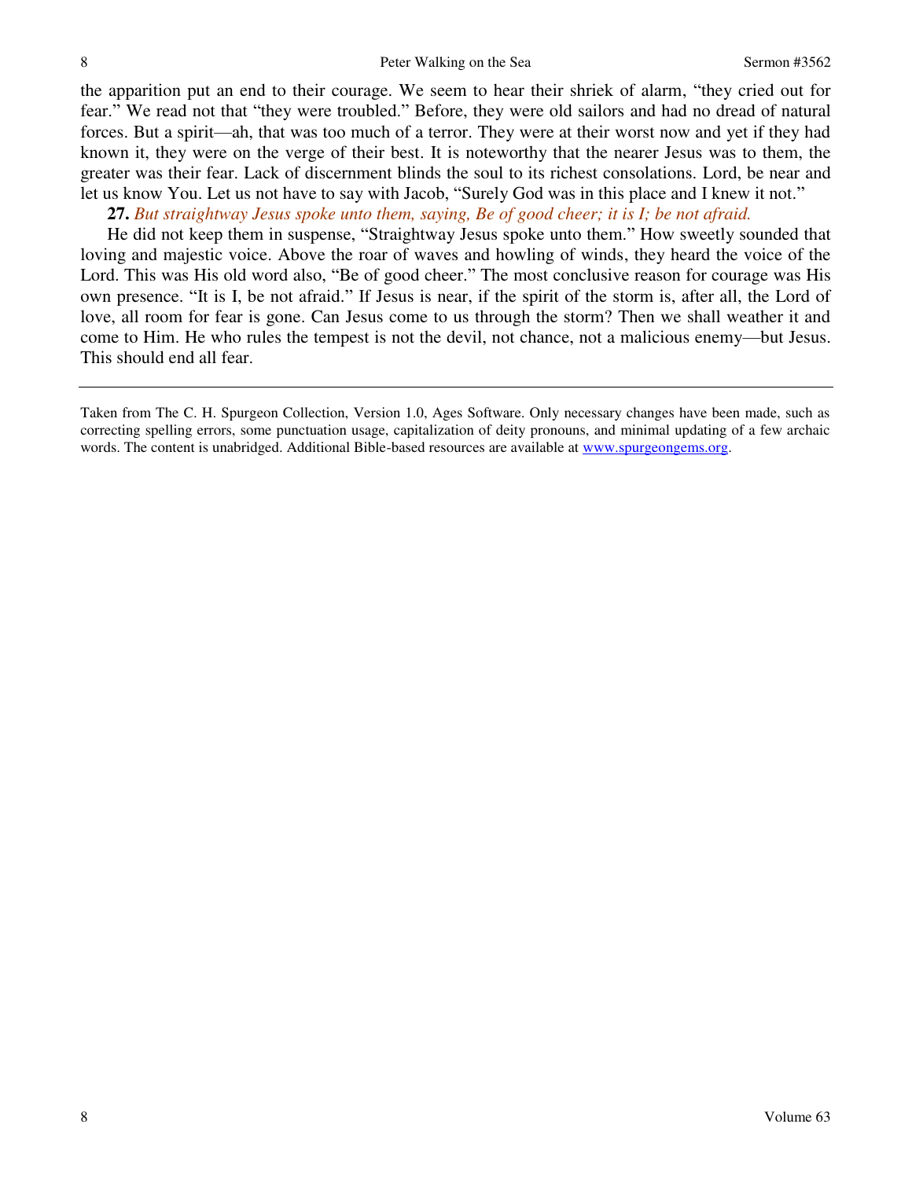the apparition put an end to their courage. We seem to hear their shriek of alarm, "they cried out for fear." We read not that "they were troubled." Before, they were old sailors and had no dread of natural forces. But a spirit—ah, that was too much of a terror. They were at their worst now and yet if they had known it, they were on the verge of their best. It is noteworthy that the nearer Jesus was to them, the greater was their fear. Lack of discernment blinds the soul to its richest consolations. Lord, be near and let us know You. Let us not have to say with Jacob, "Surely God was in this place and I knew it not."

**27.** *But straightway Jesus spoke unto them, saying, Be of good cheer; it is I; be not afraid.*

He did not keep them in suspense, "Straightway Jesus spoke unto them." How sweetly sounded that loving and majestic voice. Above the roar of waves and howling of winds, they heard the voice of the Lord. This was His old word also, "Be of good cheer." The most conclusive reason for courage was His own presence. "It is I, be not afraid." If Jesus is near, if the spirit of the storm is, after all, the Lord of love, all room for fear is gone. Can Jesus come to us through the storm? Then we shall weather it and come to Him. He who rules the tempest is not the devil, not chance, not a malicious enemy—but Jesus. This should end all fear.

---

Taken from The C. H. Spurgeon Collection, Version 1.0, Ages Software. Only necessary changes have been made, such as correcting spelling errors, some punctuation usage, capitalization of deity pronouns, and minimal updating of a few archaic words. The content is unabridged. Additional Bible-based resources are available at www.spurgeongems.org.